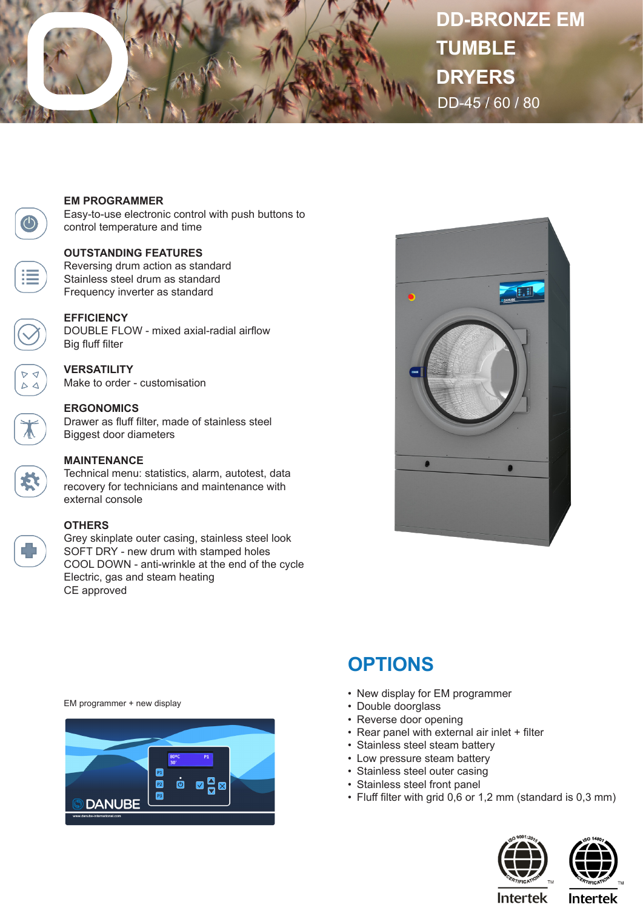# DD-BRONZE EM TUMBLE DRYERS

DD-45 / 60 / 80

### EM PROGRAMMER
Easy-to-use electronic control with push buttons to control temperature and time

### OUTSTANDING FEATURES
Reversing drum action as standard
Stainless steel drum as standard
Frequency inverter as standard

### EFFICIENCY
DOUBLE FLOW - mixed axial-radial airflow
Big fluff filter

### VERSATILITY
Make to order - customisation

### ERGONOMICS
Drawer as fluff filter, made of stainless steel
Biggest door diameters

### MAINTENANCE
Technical menu: statistics, alarm, autotest, data recovery for technicians and maintenance with external console

### OTHERS
Grey skinplate outer casing, stainless steel look
SOFT DRY - new drum with stamped holes
COOL DOWN - anti-wrinkle at the end of the cycle
Electric, gas and steam heating
CE approved

EM programmer + new display

## OPTIONS

- New display for EM programmer
- Double doorglass
- Reverse door opening
- Rear panel with external air inlet + filter
- Stainless steel steam battery
- Low pressure steam battery
- Stainless steel outer casing
- Stainless steel front panel
- Fluff filter with grid 0,6 or 1,2 mm (standard is 0,3 mm)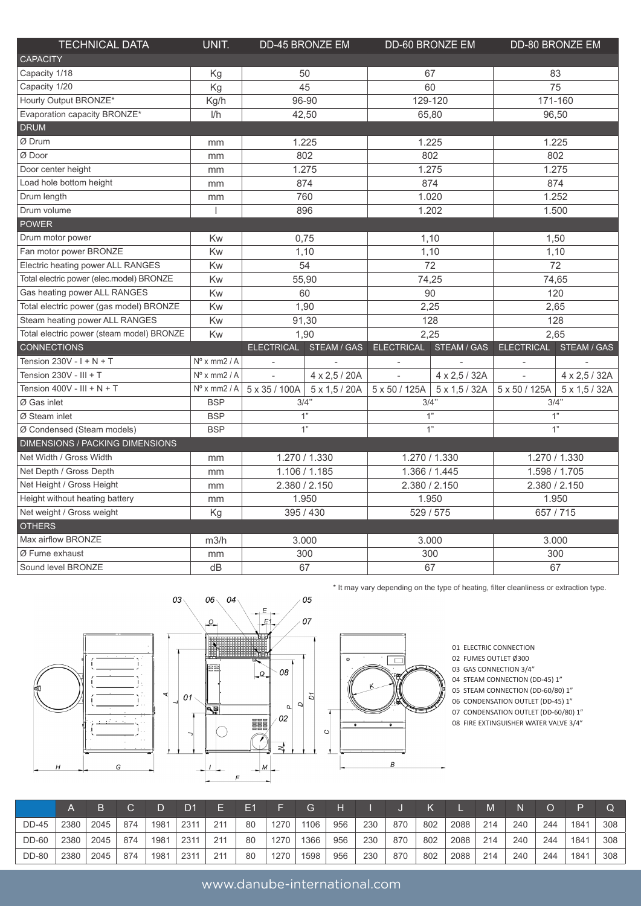| TECHNICAL DATA | UNIT. | DD-45 BRONZE EM | | DD-60 BRONZE EM | | DD-80 BRONZE EM | |
|---|---|---|---|---|---|---|---|
| **CAPACITY** | | | | | | | |
| Capacity 1/18 | Kg | 50 | | 67 | | 83 | |
| Capacity 1/20 | Kg | 45 | | 60 | | 75 | |
| Hourly Output BRONZE* | Kg/h | 96-90 | | 129-120 | | 171-160 | |
| Evaporation capacity BRONZE* | l/h | 42,50 | | 65,80 | | 96,50 | |
| **DRUM** | | | | | | | |
| Ø Drum | mm | 1.225 | | 1.225 | | 1.225 | |
| Ø Door | mm | 802 | | 802 | | 802 | |
| Door center height | mm | 1.275 | | 1.275 | | 1.275 | |
| Load hole bottom height | mm | 874 | | 874 | | 874 | |
| Drum length | mm | 760 | | 1.020 | | 1.252 | |
| Drum volume | l | 896 | | 1.202 | | 1.500 | |
| **POWER** | | | | | | | |
| Drum motor power | Kw | 0,75 | | 1,10 | | 1,50 | |
| Fan motor power BRONZE | Kw | 1,10 | | 1,10 | | 1,10 | |
| Electric heating power ALL RANGES | Kw | 54 | | 72 | | 72 | |
| Total electric power (elec.model) BRONZE | Kw | 55,90 | | 74,25 | | 74,65 | |
| Gas heating power ALL RANGES | Kw | 60 | | 90 | | 120 | |
| Total electric power (gas model) BRONZE | Kw | 1,90 | | 2,25 | | 2,65 | |
| Steam heating power ALL RANGES | Kw | 91,30 | | 128 | | 128 | |
| Total electric power (steam model) BRONZE | Kw | 1,90 | | 2,25 | | 2,65 | |
| **CONNECTIONS** | | ELECTRICAL | STEAM / GAS | ELECTRICAL | STEAM / GAS | ELECTRICAL | STEAM / GAS |
| Tension 230V - I + N + T | Nº x mm2 / A | - | - | - | - | - | - |
| Tension 230V - III + T | Nº x mm2 / A | - | 4 x 2,5 / 20A | - | 4 x 2,5 / 32A | - | 4 x 2,5 / 32A |
| Tension 400V - III + N + T | Nº x mm2 / A | 5 x 35 / 100A | 5 x 1,5 / 20A | 5 x 50 / 125A | 5 x 1,5 / 32A | 5 x 50 / 125A | 5 x 1,5 / 32A |
| Ø Gas inlet | BSP | 3/4" | | 3/4" | | 3/4" | |
| Ø Steam inlet | BSP | 1" | | 1" | | 1" | |
| Ø Condensed (Steam models) | BSP | 1" | | 1" | | 1" | |
| **DIMENSIONS / PACKING DIMENSIONS** | | | | | | | |
| Net Width / Gross Width | mm | 1.270 / 1.330 | | 1.270 / 1.330 | | 1.270 / 1.330 | |
| Net Depth / Gross Depth | mm | 1.106 / 1.185 | | 1.366 / 1.445 | | 1.598 / 1.705 | |
| Net Height / Gross Height | mm | 2.380 / 2.150 | | 2.380 / 2.150 | | 2.380 / 2.150 | |
| Height without heating battery | mm | 1.950 | | 1.950 | | 1.950 | |
| Net weight / Gross weight | Kg | 395 / 430 | | 529 / 575 | | 657 / 715 | |
| **OTHERS** | | | | | | | |
| Max airflow BRONZE | m3/h | 3.000 | | 3.000 | | 3.000 | |
| Ø Fume exhaust | mm | 300 | | 300 | | 300 | |
| Sound level BRONZE | dB | 67 | | 67 | | 67 | |

* It may vary depending on the type of heating, filter cleanliness or extraction type.

01 ELECTRIC CONNECTION
02 FUMES OUTLET Ø300
03 GAS CONNECTION 3/4"
04 STEAM CONNECTION (DD-45) 1"
05 STEAM CONNECTION (DD-60/80) 1"
06 CONDENSATION OUTLET (DD-45) 1"
07 CONDENSATION OUTLET (DD-60/80) 1"
08 FIRE EXTINGUISHER WATER VALVE 3/4"

| | A | B | C | D | D1 | E | E1 | F | G | H | I | J | K | L | M | N | O | P | Q |
|---|---|---|---|---|---|---|---|---|---|---|---|---|---|---|---|---|---|---|---|
| DD-45 | 2380 | 2045 | 874 | 1981 | 2311 | 211 | 80 | 1270 | 1106 | 956 | 230 | 870 | 802 | 2088 | 214 | 240 | 244 | 1841 | 308 |
| DD-60 | 2380 | 2045 | 874 | 1981 | 2311 | 211 | 80 | 1270 | 1366 | 956 | 230 | 870 | 802 | 2088 | 214 | 240 | 244 | 1841 | 308 |
| DD-80 | 2380 | 2045 | 874 | 1981 | 2311 | 211 | 80 | 1270 | 1598 | 956 | 230 | 870 | 802 | 2088 | 214 | 240 | 244 | 1841 | 308 |

www.danube-international.com